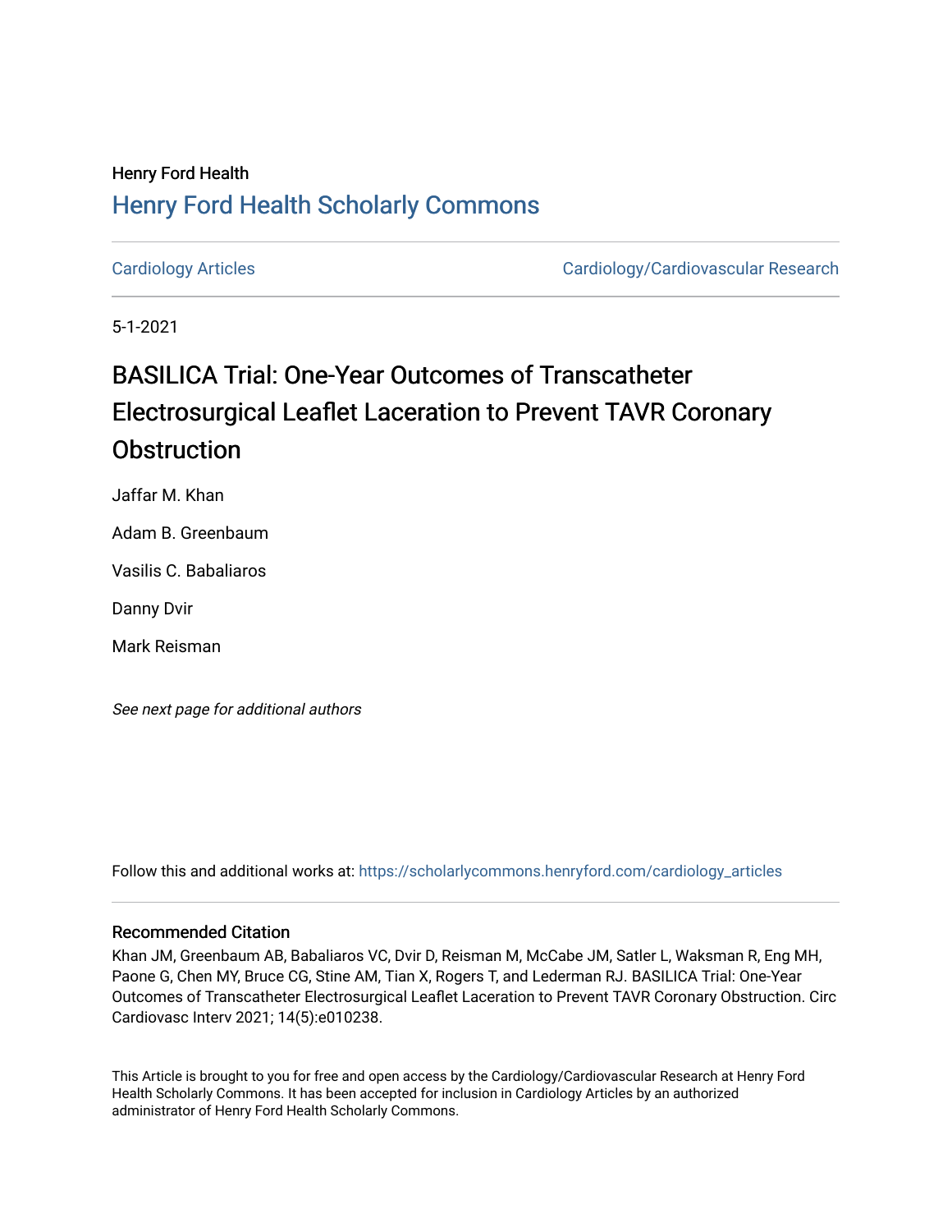Henry Ford Health

## Henry Ford Health Scholarly Commons

Cardiology Articles | Cardiology/Cardiovascular Research

5-1-2021

# BASILICA Trial: One-Year Outcomes of Transcatheter Electrosurgical Leaflet Laceration to Prevent TAVR Coronary Obstruction

Jaffar M. Khan

Adam B. Greenbaum

Vasilis C. Babaliaros

Danny Dvir

Mark Reisman

*See next page for additional authors*

Follow this and additional works at: https://scholarlycommons.henryford.com/cardiology_articles

### Recommended Citation

Khan JM, Greenbaum AB, Babaliaros VC, Dvir D, Reisman M, McCabe JM, Satler L, Waksman R, Eng MH, Paone G, Chen MY, Bruce CG, Stine AM, Tian X, Rogers T, and Lederman RJ. BASILICA Trial: One-Year Outcomes of Transcatheter Electrosurgical Leaflet Laceration to Prevent TAVR Coronary Obstruction. Circ Cardiovasc Interv 2021; 14(5):e010238.

This Article is brought to you for free and open access by the Cardiology/Cardiovascular Research at Henry Ford Health Scholarly Commons. It has been accepted for inclusion in Cardiology Articles by an authorized administrator of Henry Ford Health Scholarly Commons.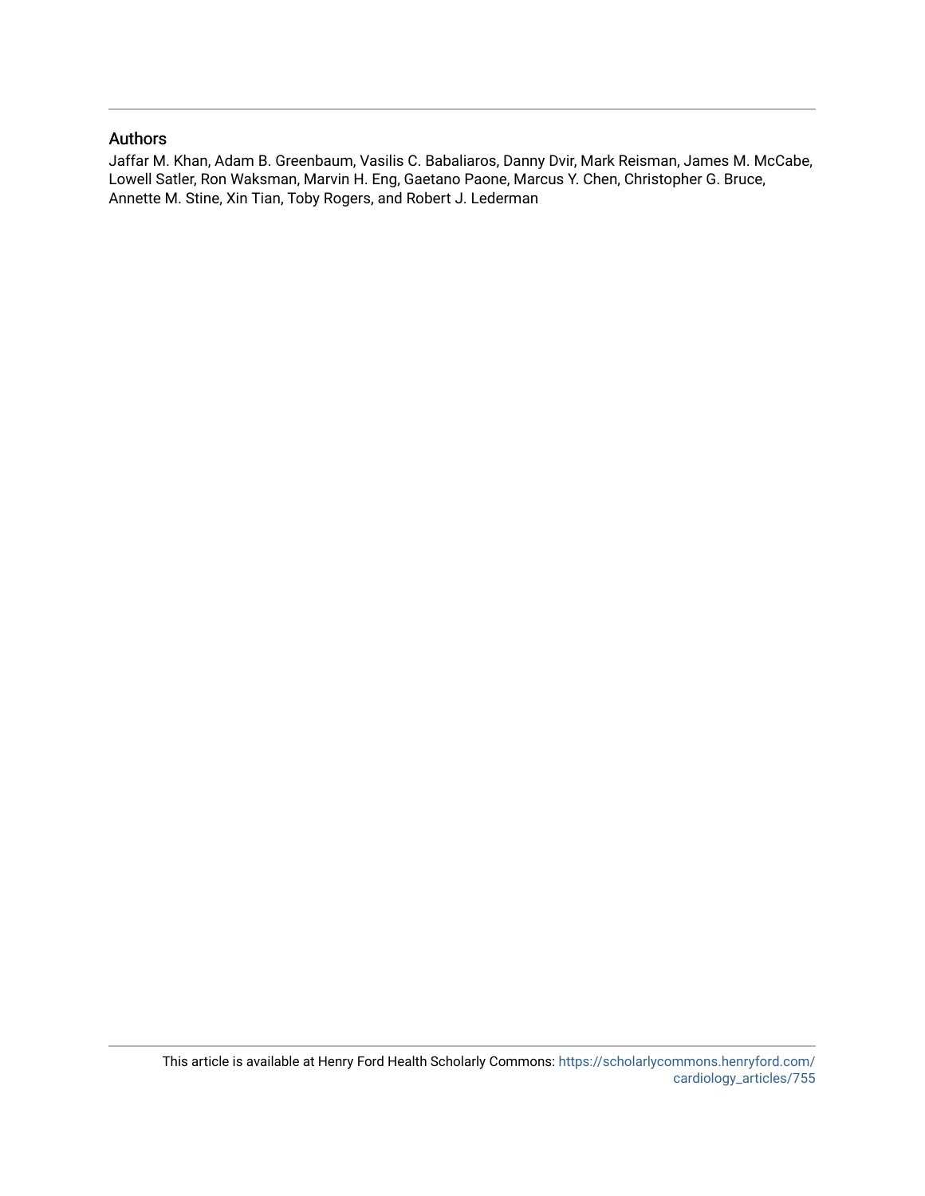## Authors

Jaffar M. Khan, Adam B. Greenbaum, Vasilis C. Babaliaros, Danny Dvir, Mark Reisman, James M. McCabe, Lowell Satler, Ron Waksman, Marvin H. Eng, Gaetano Paone, Marcus Y. Chen, Christopher G. Bruce, Annette M. Stine, Xin Tian, Toby Rogers, and Robert J. Lederman

This article is available at Henry Ford Health Scholarly Commons: https://scholarlycommons.henryford.com/cardiology_articles/755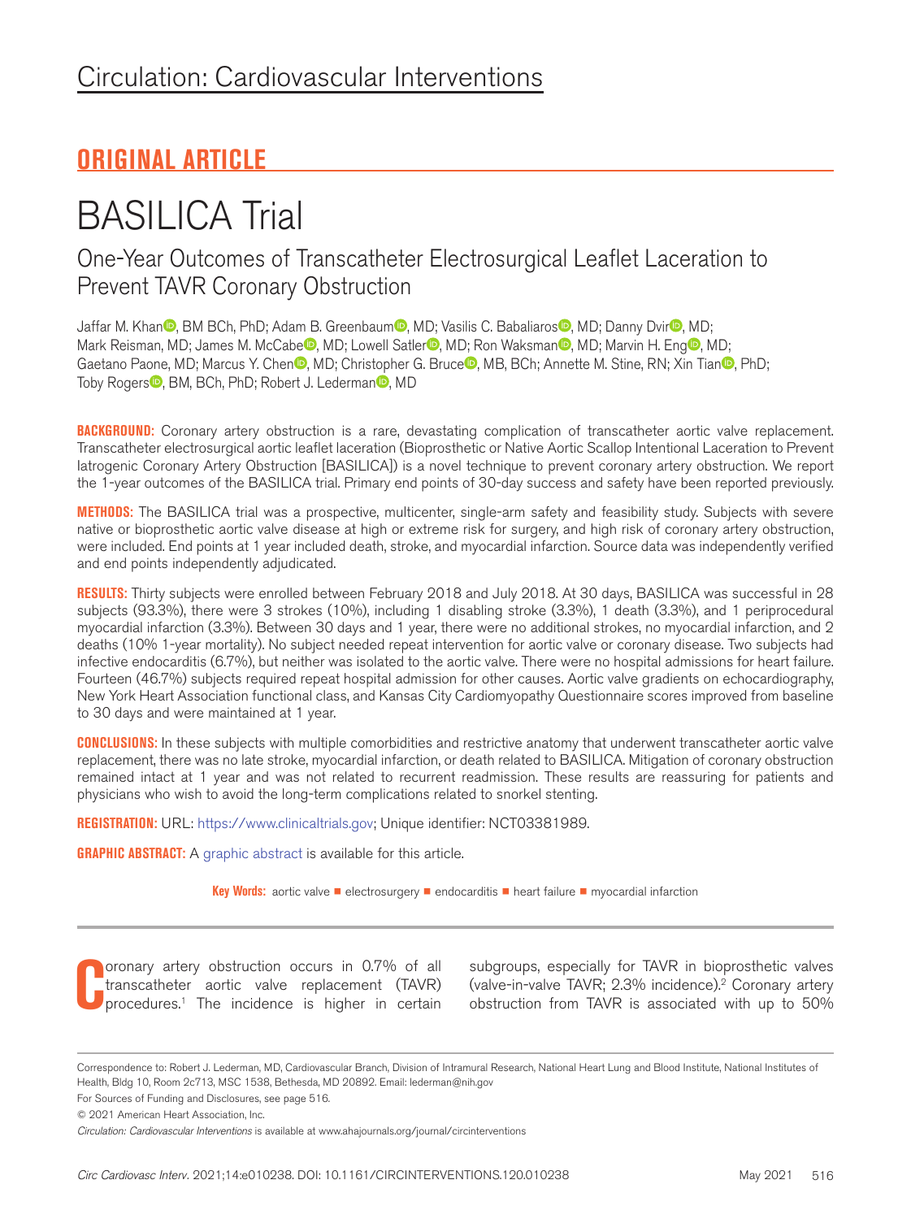# ORIGINAL ARTICLE

# BASILICA Trial

## One-Year Outcomes of Transcatheter Electrosurgical Leaflet Laceration to Prevent TAVR Coronary Obstruction

Jaffar M. Khan, BM BCh, PhD; Adam B. Greenbaum, MD; Vasilis C. Babaliaros, MD; Danny Dvir, MD; Mark Reisman, MD; James M. McCabe, MD; Lowell Satler, MD; Ron Waksman, MD; Marvin H. Eng, MD; Gaetano Paone, MD; Marcus Y. Chen, MD; Christopher G. Bruce, MB, BCh; Annette M. Stine, RN; Xin Tian, PhD; Toby Rogers, BM, BCh, PhD; Robert J. Lederman, MD

**BACKGROUND:** Coronary artery obstruction is a rare, devastating complication of transcatheter aortic valve replacement. Transcatheter electrosurgical aortic leaflet laceration (Bioprosthetic or Native Aortic Scallop Intentional Laceration to Prevent Iatrogenic Coronary Artery Obstruction [BASILICA]) is a novel technique to prevent coronary artery obstruction. We report the 1-year outcomes of the BASILICA trial. Primary end points of 30-day success and safety have been reported previously.

**METHODS:** The BASILICA trial was a prospective, multicenter, single-arm safety and feasibility study. Subjects with severe native or bioprosthetic aortic valve disease at high or extreme risk for surgery, and high risk of coronary artery obstruction, were included. End points at 1 year included death, stroke, and myocardial infarction. Source data was independently verified and end points independently adjudicated.

**RESULTS:** Thirty subjects were enrolled between February 2018 and July 2018. At 30 days, BASILICA was successful in 28 subjects (93.3%), there were 3 strokes (10%), including 1 disabling stroke (3.3%), 1 death (3.3%), and 1 periprocedural myocardial infarction (3.3%). Between 30 days and 1 year, there were no additional strokes, no myocardial infarction, and 2 deaths (10% 1-year mortality). No subject needed repeat intervention for aortic valve or coronary disease. Two subjects had infective endocarditis (6.7%), but neither was isolated to the aortic valve. There were no hospital admissions for heart failure. Fourteen (46.7%) subjects required repeat hospital admission for other causes. Aortic valve gradients on echocardiography, New York Heart Association functional class, and Kansas City Cardiomyopathy Questionnaire scores improved from baseline to 30 days and were maintained at 1 year.

**CONCLUSIONS:** In these subjects with multiple comorbidities and restrictive anatomy that underwent transcatheter aortic valve replacement, there was no late stroke, myocardial infarction, or death related to BASILICA. Mitigation of coronary obstruction remained intact at 1 year and was not related to recurrent readmission. These results are reassuring for patients and physicians who wish to avoid the long-term complications related to snorkel stenting.

**REGISTRATION:** URL: https://www.clinicaltrials.gov; Unique identifier: NCT03381989.

**GRAPHIC ABSTRACT:** A graphic abstract is available for this article.

**Key Words:** aortic valve ■ electrosurgery ■ endocarditis ■ heart failure ■ myocardial infarction

Coronary artery obstruction occurs in 0.7% of all transcatheter aortic valve replacement (TAVR) procedures.[1] The incidence is higher in certain subgroups, especially for TAVR in bioprosthetic valves (valve-in-valve TAVR; 2.3% incidence).[2] Coronary artery obstruction from TAVR is associated with up to 50%

Correspondence to: Robert J. Lederman, MD, Cardiovascular Branch, Division of Intramural Research, National Heart Lung and Blood Institute, National Institutes of Health, Bldg 10, Room 2c713, MSC 1538, Bethesda, MD 20892. Email: lederman@nih.gov

For Sources of Funding and Disclosures, see page 516.

© 2021 American Heart Association, Inc.

*Circulation: Cardiovascular Interventions* is available at www.ahajournals.org/journal/circinterventions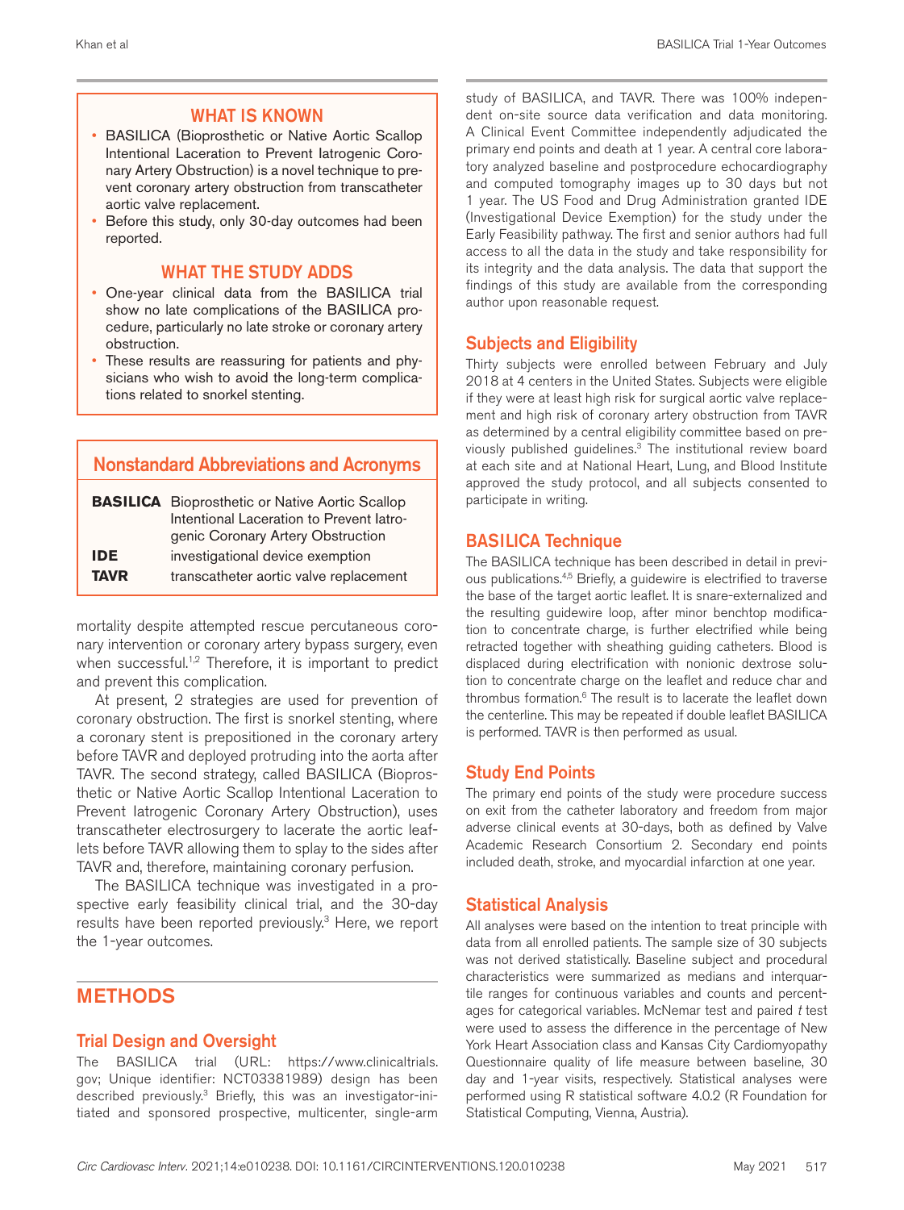## WHAT IS KNOWN

- BASILICA (Bioprosthetic or Native Aortic Scallop Intentional Laceration to Prevent Iatrogenic Coronary Artery Obstruction) is a novel technique to prevent coronary artery obstruction from transcatheter aortic valve replacement.
- Before this study, only 30-day outcomes had been reported.

## WHAT THE STUDY ADDS

- One-year clinical data from the BASILICA trial show no late complications of the BASILICA procedure, particularly no late stroke or coronary artery obstruction.
- These results are reassuring for patients and physicians who wish to avoid the long-term complications related to snorkel stenting.

## Nonstandard Abbreviations and Acronyms

| | |
|---|---|
| **BASILICA** | Bioprosthetic or Native Aortic Scallop Intentional Laceration to Prevent Iatrogenic Coronary Artery Obstruction |
| **IDE** | investigational device exemption |
| **TAVR** | transcatheter aortic valve replacement |

mortality despite attempted rescue percutaneous coronary intervention or coronary artery bypass surgery, even when successful.[1,2] Therefore, it is important to predict and prevent this complication.

At present, 2 strategies are used for prevention of coronary obstruction. The first is snorkel stenting, where a coronary stent is prepositioned in the coronary artery before TAVR and deployed protruding into the aorta after TAVR. The second strategy, called BASILICA (Bioprosthetic or Native Aortic Scallop Intentional Laceration to Prevent Iatrogenic Coronary Artery Obstruction), uses transcatheter electrosurgery to lacerate the aortic leaflets before TAVR allowing them to splay to the sides after TAVR and, therefore, maintaining coronary perfusion.

The BASILICA technique was investigated in a prospective early feasibility clinical trial, and the 30-day results have been reported previously.[3] Here, we report the 1-year outcomes.

# METHODS

## Trial Design and Oversight

The BASILICA trial (URL: https://www.clinicaltrials.gov; Unique identifier: NCT03381989) design has been described previously.[3] Briefly, this was an investigator-initiated and sponsored prospective, multicenter, single-arm study of BASILICA, and TAVR. There was 100% independent on-site source data verification and data monitoring. A Clinical Event Committee independently adjudicated the primary end points and death at 1 year. A central core laboratory analyzed baseline and postprocedure echocardiography and computed tomography images up to 30 days but not 1 year. The US Food and Drug Administration granted IDE (Investigational Device Exemption) for the study under the Early Feasibility pathway. The first and senior authors had full access to all the data in the study and take responsibility for its integrity and the data analysis. The data that support the findings of this study are available from the corresponding author upon reasonable request.

## Subjects and Eligibility

Thirty subjects were enrolled between February and July 2018 at 4 centers in the United States. Subjects were eligible if they were at least high risk for surgical aortic valve replacement and high risk of coronary artery obstruction from TAVR as determined by a central eligibility committee based on previously published guidelines.[3] The institutional review board at each site and at National Heart, Lung, and Blood Institute approved the study protocol, and all subjects consented to participate in writing.

## BASILICA Technique

The BASILICA technique has been described in detail in previous publications.[4,5] Briefly, a guidewire is electrified to traverse the base of the target aortic leaflet. It is snare-externalized and the resulting guidewire loop, after minor benchtop modification to concentrate charge, is further electrified while being retracted together with sheathing guiding catheters. Blood is displaced during electrification with nonionic dextrose solution to concentrate charge on the leaflet and reduce char and thrombus formation.[6] The result is to lacerate the leaflet down the centerline. This may be repeated if double leaflet BASILICA is performed. TAVR is then performed as usual.

## Study End Points

The primary end points of the study were procedure success on exit from the catheter laboratory and freedom from major adverse clinical events at 30-days, both as defined by Valve Academic Research Consortium 2. Secondary end points included death, stroke, and myocardial infarction at one year.

## Statistical Analysis

All analyses were based on the intention to treat principle with data from all enrolled patients. The sample size of 30 subjects was not derived statistically. Baseline subject and procedural characteristics were summarized as medians and interquartile ranges for continuous variables and counts and percentages for categorical variables. McNemar test and paired *t* test were used to assess the difference in the percentage of New York Heart Association class and Kansas City Cardiomyopathy Questionnaire quality of life measure between baseline, 30 day and 1-year visits, respectively. Statistical analyses were performed using R statistical software 4.0.2 (R Foundation for Statistical Computing, Vienna, Austria).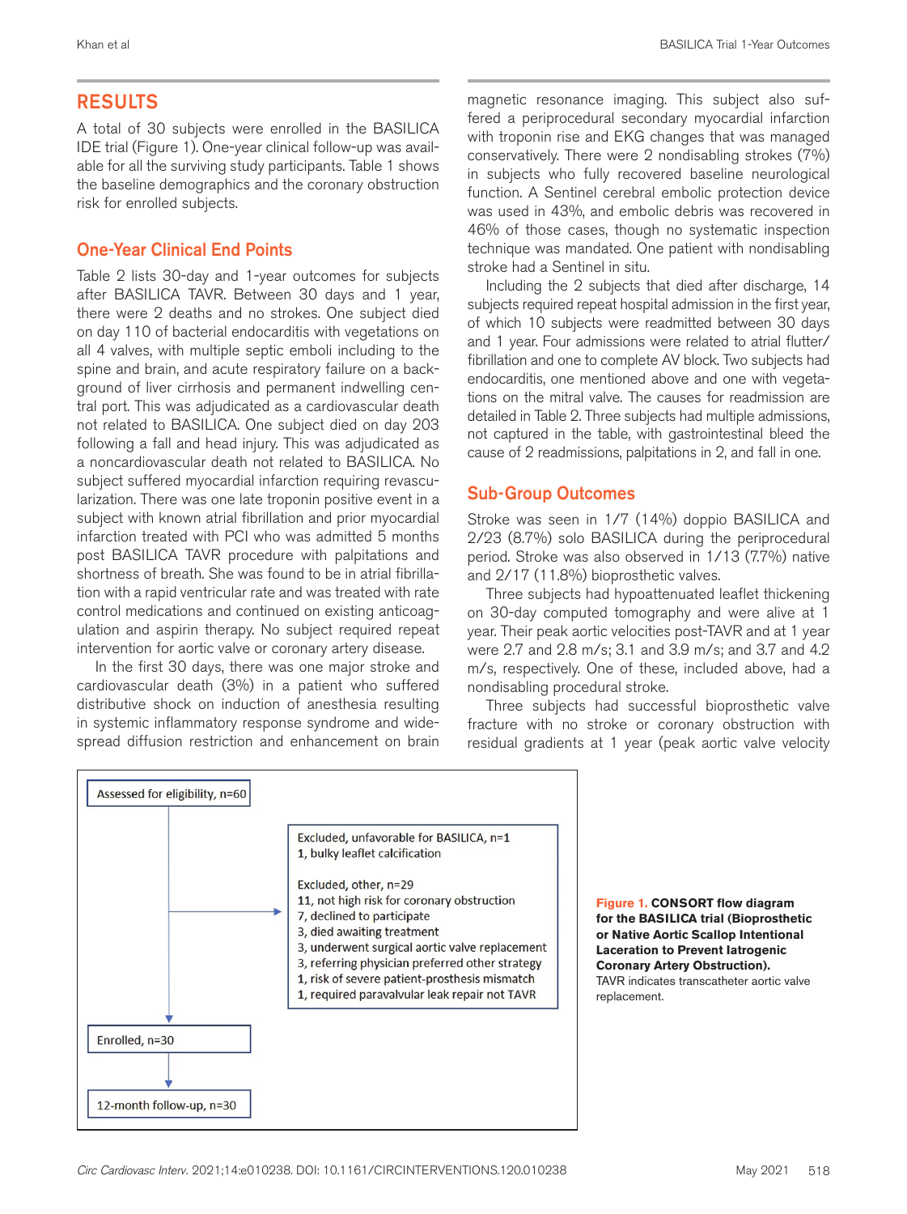## RESULTS

A total of 30 subjects were enrolled in the BASILICA IDE trial (Figure 1). One-year clinical follow-up was available for all the surviving study participants. Table 1 shows the baseline demographics and the coronary obstruction risk for enrolled subjects.

### One-Year Clinical End Points

Table 2 lists 30-day and 1-year outcomes for subjects after BASILICA TAVR. Between 30 days and 1 year, there were 2 deaths and no strokes. One subject died on day 110 of bacterial endocarditis with vegetations on all 4 valves, with multiple septic emboli including to the spine and brain, and acute respiratory failure on a background of liver cirrhosis and permanent indwelling central port. This was adjudicated as a cardiovascular death not related to BASILICA. One subject died on day 203 following a fall and head injury. This was adjudicated as a noncardiovascular death not related to BASILICA. No subject suffered myocardial infarction requiring revascularization. There was one late troponin positive event in a subject with known atrial fibrillation and prior myocardial infarction treated with PCI who was admitted 5 months post BASILICA TAVR procedure with palpitations and shortness of breath. She was found to be in atrial fibrillation with a rapid ventricular rate and was treated with rate control medications and continued on existing anticoagulation and aspirin therapy. No subject required repeat intervention for aortic valve or coronary artery disease.

In the first 30 days, there was one major stroke and cardiovascular death (3%) in a patient who suffered distributive shock on induction of anesthesia resulting in systemic inflammatory response syndrome and widespread diffusion restriction and enhancement on brain magnetic resonance imaging. This subject also suffered a periprocedural secondary myocardial infarction with troponin rise and EKG changes that was managed conservatively. There were 2 nondisabling strokes (7%) in subjects who fully recovered baseline neurological function. A Sentinel cerebral embolic protection device was used in 43%, and embolic debris was recovered in 46% of those cases, though no systematic inspection technique was mandated. One patient with nondisabling stroke had a Sentinel in situ.

Including the 2 subjects that died after discharge, 14 subjects required repeat hospital admission in the first year, of which 10 subjects were readmitted between 30 days and 1 year. Four admissions were related to atrial flutter/fibrillation and one to complete AV block. Two subjects had endocarditis, one mentioned above and one with vegetations on the mitral valve. The causes for readmission are detailed in Table 2. Three subjects had multiple admissions, not captured in the table, with gastrointestinal bleed the cause of 2 readmissions, palpitations in 2, and fall in one.

### Sub-Group Outcomes

Stroke was seen in 1/7 (14%) doppio BASILICA and 2/23 (8.7%) solo BASILICA during the periprocedural period. Stroke was also observed in 1/13 (7.7%) native and 2/17 (11.8%) bioprosthetic valves.

Three subjects had hypoattenuated leaflet thickening on 30-day computed tomography and were alive at 1 year. Their peak aortic velocities post-TAVR and at 1 year were 2.7 and 2.8 m/s; 3.1 and 3.9 m/s; and 3.7 and 4.2 m/s, respectively. One of these, included above, had a nondisabling procedural stroke.

Three subjects had successful bioprosthetic valve fracture with no stroke or coronary obstruction with residual gradients at 1 year (peak aortic valve velocity

Assessed for eligibility, n=60

Excluded, unfavorable for BASILICA, n=1
1, bulky leaflet calcification

Excluded, other, n=29
11, not high risk for coronary obstruction
7, declined to participate
3, died awaiting treatment
3, underwent surgical aortic valve replacement
3, referring physician preferred other strategy
1, risk of severe patient-prosthesis mismatch
1, required paravalvular leak repair not TAVR

Enrolled, n=30

12-month follow-up, n=30

**Figure 1. CONSORT flow diagram for the BASILICA trial (Bioprosthetic or Native Aortic Scallop Intentional Laceration to Prevent Iatrogenic Coronary Artery Obstruction).** TAVR indicates transcatheter aortic valve replacement.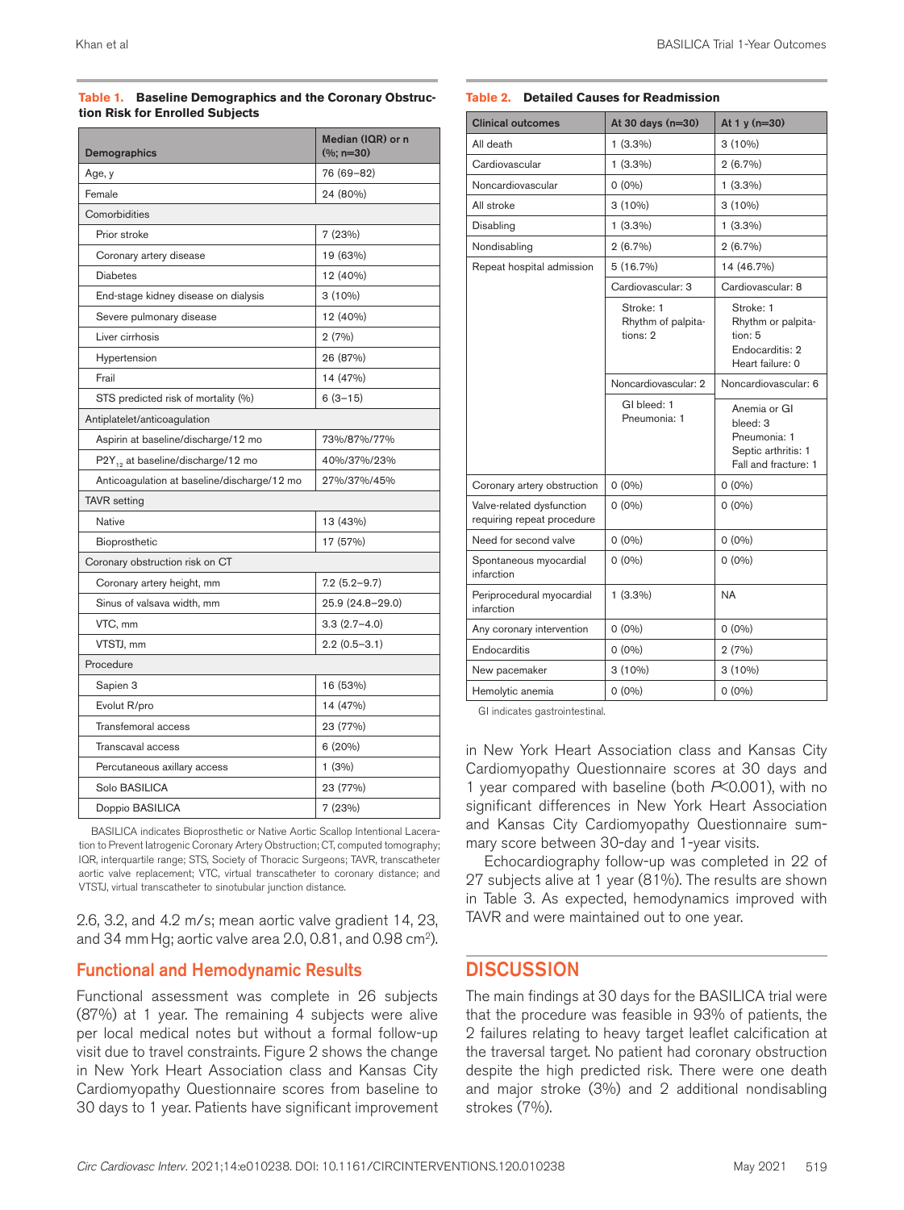**Table 1. Baseline Demographics and the Coronary Obstruction Risk for Enrolled Subjects**

| Demographics | Median (IQR) or n (%; n=30) |
|---|---|
| Age, y | 76 (69–82) |
| Female | 24 (80%) |
| Comorbidities | |
| Prior stroke | 7 (23%) |
| Coronary artery disease | 19 (63%) |
| Diabetes | 12 (40%) |
| End-stage kidney disease on dialysis | 3 (10%) |
| Severe pulmonary disease | 12 (40%) |
| Liver cirrhosis | 2 (7%) |
| Hypertension | 26 (87%) |
| Frail | 14 (47%) |
| STS predicted risk of mortality (%) | 6 (3–15) |
| Antiplatelet/anticoagulation | |
| Aspirin at baseline/discharge/12 mo | 73%/87%/77% |
| $P2Y_{12}$ at baseline/discharge/12 mo | 40%/37%/23% |
| Anticoagulation at baseline/discharge/12 mo | 27%/37%/45% |
| TAVR setting | |
| Native | 13 (43%) |
| Bioprosthetic | 17 (57%) |
| Coronary obstruction risk on CT | |
| Coronary artery height, mm | 7.2 (5.2–9.7) |
| Sinus of valsava width, mm | 25.9 (24.8–29.0) |
| VTC, mm | 3.3 (2.7–4.0) |
| VTSTJ, mm | 2.2 (0.5–3.1) |
| Procedure | |
| Sapien 3 | 16 (53%) |
| Evolut R/pro | 14 (47%) |
| Transfemoral access | 23 (77%) |
| Transcaval access | 6 (20%) |
| Percutaneous axillary access | 1 (3%) |
| Solo BASILICA | 23 (77%) |
| Doppio BASILICA | 7 (23%) |

BASILICA indicates Bioprosthetic or Native Aortic Scallop Intentional Laceration to Prevent Iatrogenic Coronary Artery Obstruction; CT, computed tomography; IQR, interquartile range; STS, Society of Thoracic Surgeons; TAVR, transcatheter aortic valve replacement; VTC, virtual transcatheter to coronary distance; and VTSTJ, virtual transcatheter to sinotubular junction distance.

2.6, 3.2, and 4.2 m/s; mean aortic valve gradient 14, 23, and 34 mm Hg; aortic valve area 2.0, 0.81, and 0.98 cm$^2$).

## Functional and Hemodynamic Results

Functional assessment was complete in 26 subjects (87%) at 1 year. The remaining 4 subjects were alive per local medical notes but without a formal follow-up visit due to travel constraints. Figure 2 shows the change in New York Heart Association class and Kansas City Cardiomyopathy Questionnaire scores from baseline to 30 days to 1 year. Patients have significant improvement in New York Heart Association class and Kansas City Cardiomyopathy Questionnaire scores at 30 days and 1 year compared with baseline (both $P<0.001$), with no significant differences in New York Heart Association and Kansas City Cardiomyopathy Questionnaire summary score between 30-day and 1-year visits.

Echocardiography follow-up was completed in 22 of 27 subjects alive at 1 year (81%). The results are shown in Table 3. As expected, hemodynamics improved with TAVR and were maintained out to one year.

**Table 2. Detailed Causes for Readmission**

| Clinical outcomes | At 30 days (n=30) | At 1 y (n=30) |
|---|---|---|
| All death | 1 (3.3%) | 3 (10%) |
| Cardiovascular | 1 (3.3%) | 2 (6.7%) |
| Noncardiovascular | 0 (0%) | 1 (3.3%) |
| All stroke | 3 (10%) | 3 (10%) |
| Disabling | 1 (3.3%) | 1 (3.3%) |
| Nondisabling | 2 (6.7%) | 2 (6.7%) |
| Repeat hospital admission | 5 (16.7%) | 14 (46.7%) |
| | Cardiovascular: 3 | Cardiovascular: 8 |
| | Stroke: 1<br>Rhythm of palpitations: 2 | Stroke: 1<br>Rhythm or palpitation: 5<br>Endocarditis: 2<br>Heart failure: 0 |
| | Noncardiovascular: 2 | Noncardiovascular: 6 |
| | GI bleed: 1<br>Pneumonia: 1 | Anemia or GI bleed: 3<br>Pneumonia: 1<br>Septic arthritis: 1<br>Fall and fracture: 1 |
| Coronary artery obstruction | 0 (0%) | 0 (0%) |
| Valve-related dysfunction requiring repeat procedure | 0 (0%) | 0 (0%) |
| Need for second valve | 0 (0%) | 0 (0%) |
| Spontaneous myocardial infarction | 0 (0%) | 0 (0%) |
| Periprocedural myocardial infarction | 1 (3.3%) | NA |
| Any coronary intervention | 0 (0%) | 0 (0%) |
| Endocarditis | 0 (0%) | 2 (7%) |
| New pacemaker | 3 (10%) | 3 (10%) |
| Hemolytic anemia | 0 (0%) | 0 (0%) |

GI indicates gastrointestinal.

## DISCUSSION

The main findings at 30 days for the BASILICA trial were that the procedure was feasible in 93% of patients, the 2 failures relating to heavy target leaflet calcification at the traversal target. No patient had coronary obstruction despite the high predicted risk. There were one death and major stroke (3%) and 2 additional nondisabling strokes (7%).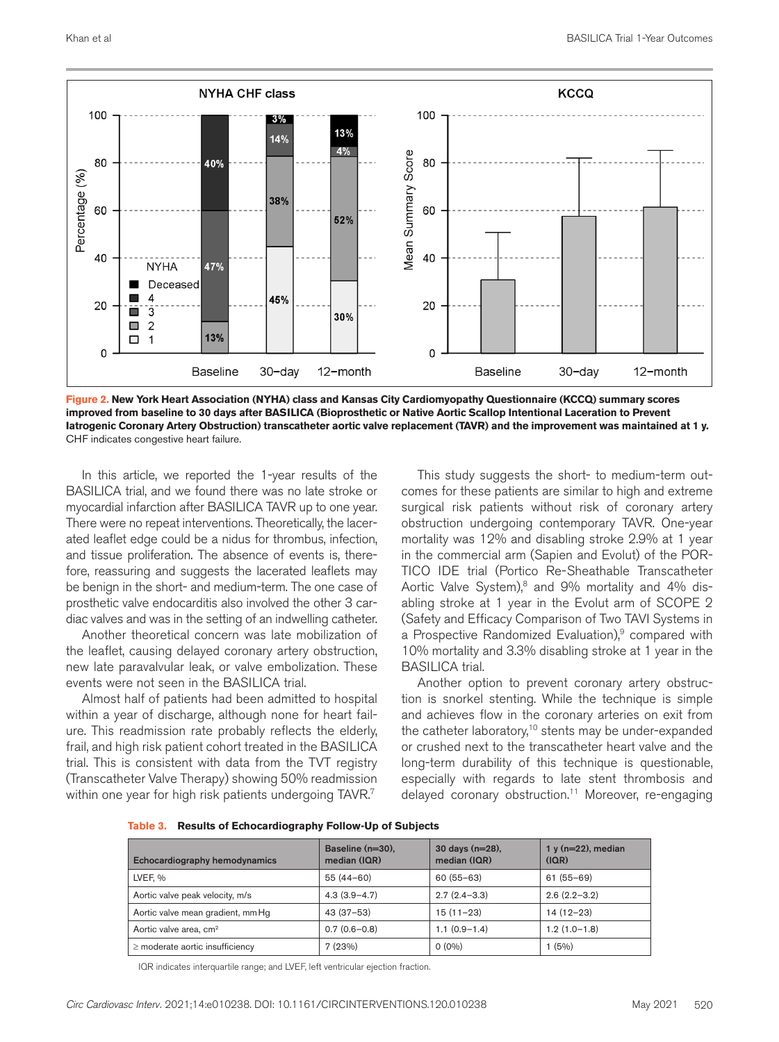Figure 2. **New York Heart Association (NYHA) class and Kansas City Cardiomyopathy Questionnaire (KCCQ) summary scores improved from baseline to 30 days after BASILICA (Bioprosthetic or Native Aortic Scallop Intentional Laceration to Prevent Iatrogenic Coronary Artery Obstruction) transcatheter aortic valve replacement (TAVR) and the improvement was maintained at 1 y.** CHF indicates congestive heart failure.

In this article, we reported the 1-year results of the BASILICA trial, and we found there was no late stroke or myocardial infarction after BASILICA TAVR up to one year. There were no repeat interventions. Theoretically, the lacerated leaflet edge could be a nidus for thrombus, infection, and tissue proliferation. The absence of events is, therefore, reassuring and suggests the lacerated leaflets may be benign in the short- and medium-term. The one case of prosthetic valve endocarditis also involved the other 3 cardiac valves and was in the setting of an indwelling catheter.

Another theoretical concern was late mobilization of the leaflet, causing delayed coronary artery obstruction, new late paravalvular leak, or valve embolization. These events were not seen in the BASILICA trial.

Almost half of patients had been admitted to hospital within a year of discharge, although none for heart failure. This readmission rate probably reflects the elderly, frail, and high risk patient cohort treated in the BASILICA trial. This is consistent with data from the TVT registry (Transcatheter Valve Therapy) showing 50% readmission within one year for high risk patients undergoing TAVR.[7]

This study suggests the short- to medium-term outcomes for these patients are similar to high and extreme surgical risk patients without risk of coronary artery obstruction undergoing contemporary TAVR. One-year mortality was 12% and disabling stroke 2.9% at 1 year in the commercial arm (Sapien and Evolut) of the PORTICO IDE trial (Portico Re-Sheathable Transcatheter Aortic Valve System),[8] and 9% mortality and 4% disabling stroke at 1 year in the Evolut arm of SCOPE 2 (Safety and Efficacy Comparison of Two TAVI Systems in a Prospective Randomized Evaluation),[9] compared with 10% mortality and 3.3% disabling stroke at 1 year in the BASILICA trial.

Another option to prevent coronary artery obstruction is snorkel stenting. While the technique is simple and achieves flow in the coronary arteries on exit from the catheter laboratory,[10] stents may be under-expanded or crushed next to the transcatheter heart valve and the long-term durability of this technique is questionable, especially with regards to late stent thrombosis and delayed coronary obstruction.[11] Moreover, re-engaging

**Table 3. Results of Echocardiography Follow-Up of Subjects**

| Echocardiography hemodynamics | Baseline (n=30), median (IQR) | 30 days (n=28), median (IQR) | 1 y (n=22), median (IQR) |
|---|---|---|---|
| LVEF, % | 55 (44–60) | 60 (55–63) | 61 (55–69) |
| Aortic valve peak velocity, m/s | 4.3 (3.9–4.7) | 2.7 (2.4–3.3) | 2.6 (2.2–3.2) |
| Aortic valve mean gradient, mm Hg | 43 (37–53) | 15 (11–23) | 14 (12–23) |
| Aortic valve area, cm² | 0.7 (0.6–0.8) | 1.1 (0.9–1.4) | 1.2 (1.0–1.8) |
| ≥ moderate aortic insufficiency | 7 (23%) | 0 (0%) | 1 (5%) |

IQR indicates interquartile range; and LVEF, left ventricular ejection fraction.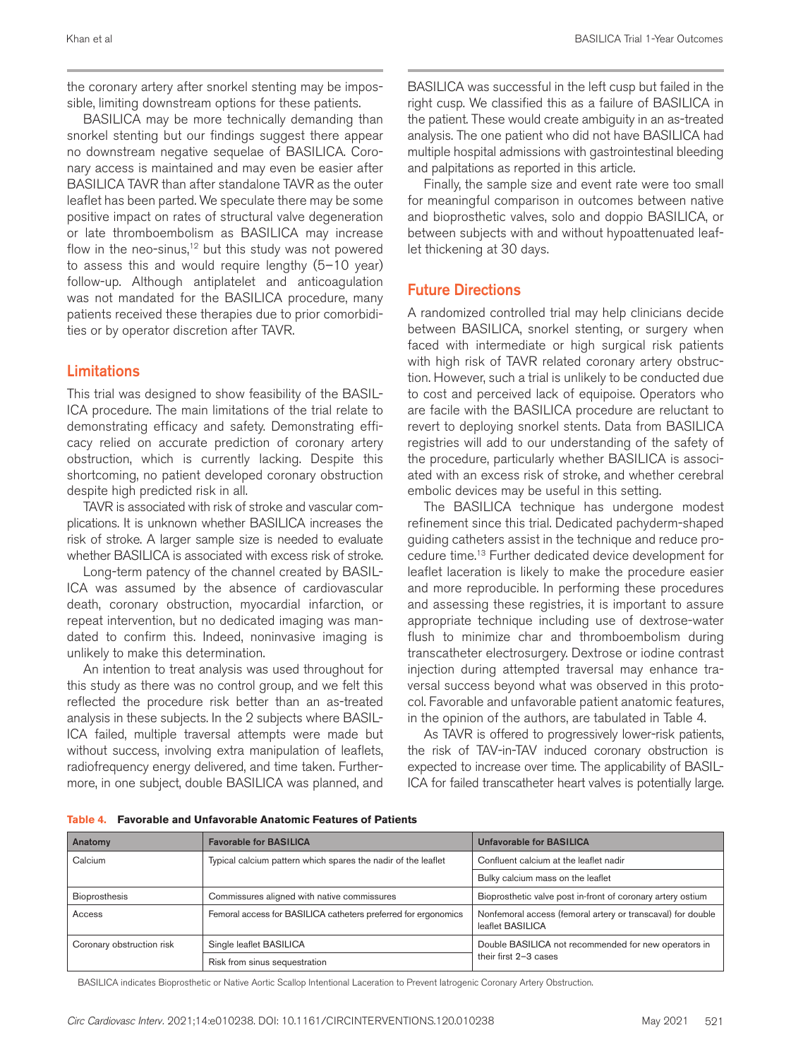the coronary artery after snorkel stenting may be impossible, limiting downstream options for these patients.

BASILICA may be more technically demanding than snorkel stenting but our findings suggest there appear no downstream negative sequelae of BASILICA. Coronary access is maintained and may even be easier after BASILICA TAVR than after standalone TAVR as the outer leaflet has been parted. We speculate there may be some positive impact on rates of structural valve degeneration or late thromboembolism as BASILICA may increase flow in the neo-sinus,[12] but this study was not powered to assess this and would require lengthy (5–10 year) follow-up. Although antiplatelet and anticoagulation was not mandated for the BASILICA procedure, many patients received these therapies due to prior comorbidities or by operator discretion after TAVR.

## Limitations

This trial was designed to show feasibility of the BASILICA procedure. The main limitations of the trial relate to demonstrating efficacy and safety. Demonstrating efficacy relied on accurate prediction of coronary artery obstruction, which is currently lacking. Despite this shortcoming, no patient developed coronary obstruction despite high predicted risk in all.

TAVR is associated with risk of stroke and vascular complications. It is unknown whether BASILICA increases the risk of stroke. A larger sample size is needed to evaluate whether BASILICA is associated with excess risk of stroke.

Long-term patency of the channel created by BASILICA was assumed by the absence of cardiovascular death, coronary obstruction, myocardial infarction, or repeat intervention, but no dedicated imaging was mandated to confirm this. Indeed, noninvasive imaging is unlikely to make this determination.

An intention to treat analysis was used throughout for this study as there was no control group, and we felt this reflected the procedure risk better than an as-treated analysis in these subjects. In the 2 subjects where BASILICA failed, multiple traversal attempts were made but without success, involving extra manipulation of leaflets, radiofrequency energy delivered, and time taken. Furthermore, in one subject, double BASILICA was planned, and BASILICA was successful in the left cusp but failed in the right cusp. We classified this as a failure of BASILICA in the patient. These would create ambiguity in an as-treated analysis. The one patient who did not have BASILICA had multiple hospital admissions with gastrointestinal bleeding and palpitations as reported in this article.

Finally, the sample size and event rate were too small for meaningful comparison in outcomes between native and bioprosthetic valves, solo and doppio BASILICA, or between subjects with and without hypoattenuated leaflet thickening at 30 days.

## Future Directions

A randomized controlled trial may help clinicians decide between BASILICA, snorkel stenting, or surgery when faced with intermediate or high surgical risk patients with high risk of TAVR related coronary artery obstruction. However, such a trial is unlikely to be conducted due to cost and perceived lack of equipoise. Operators who are facile with the BASILICA procedure are reluctant to revert to deploying snorkel stents. Data from BASILICA registries will add to our understanding of the safety of the procedure, particularly whether BASILICA is associated with an excess risk of stroke, and whether cerebral embolic devices may be useful in this setting.

The BASILICA technique has undergone modest refinement since this trial. Dedicated pachyderm-shaped guiding catheters assist in the technique and reduce procedure time.[13] Further dedicated device development for leaflet laceration is likely to make the procedure easier and more reproducible. In performing these procedures and assessing these registries, it is important to assure appropriate technique including use of dextrose-water flush to minimize char and thromboembolism during transcatheter electrosurgery. Dextrose or iodine contrast injection during attempted traversal may enhance traversal success beyond what was observed in this protocol. Favorable and unfavorable patient anatomic features, in the opinion of the authors, are tabulated in Table 4.

As TAVR is offered to progressively lower-risk patients, the risk of TAV-in-TAV induced coronary obstruction is expected to increase over time. The applicability of BASILICA for failed transcatheter heart valves is potentially large.

**Table 4. Favorable and Unfavorable Anatomic Features of Patients**

| Anatomy | Favorable for BASILICA | Unfavorable for BASILICA |
|---|---|---|
| Calcium | Typical calcium pattern which spares the nadir of the leaflet | Confluent calcium at the leaflet nadir |
| | | Bulky calcium mass on the leaflet |
| Bioprosthesis | Commissures aligned with native commissures | Bioprosthetic valve post in-front of coronary artery ostium |
| Access | Femoral access for BASILICA catheters preferred for ergonomics | Nonfemoral access (femoral artery or transcaval) for double leaflet BASILICA |
| Coronary obstruction risk | Single leaflet BASILICA | Double BASILICA not recommended for new operators in their first 2–3 cases |
| | Risk from sinus sequestration | |

BASILICA indicates Bioprosthetic or Native Aortic Scallop Intentional Laceration to Prevent Iatrogenic Coronary Artery Obstruction.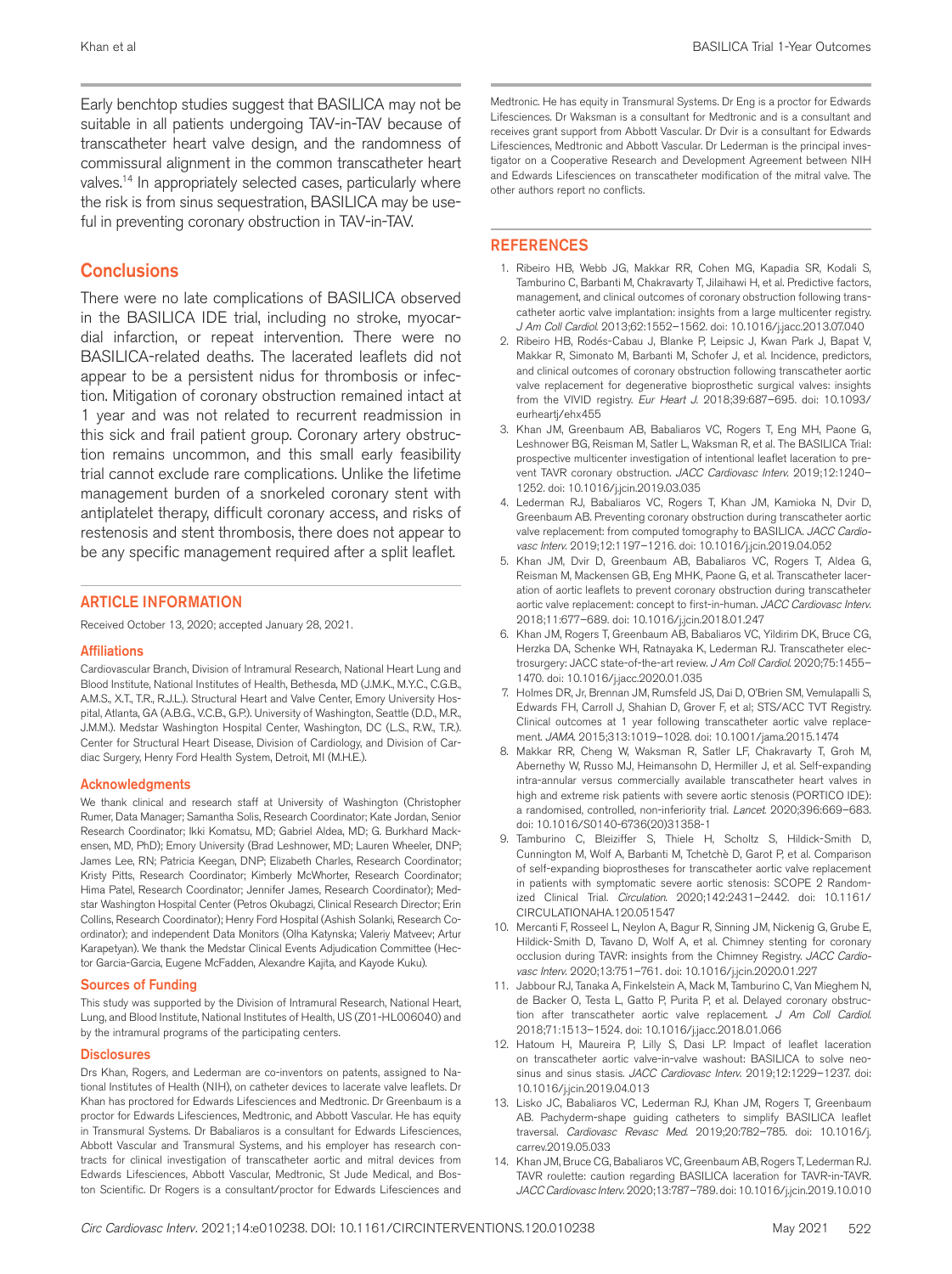Early benchtop studies suggest that BASILICA may not be suitable in all patients undergoing TAV-in-TAV because of transcatheter heart valve design, and the randomness of commissural alignment in the common transcatheter heart valves.[14] In appropriately selected cases, particularly where the risk is from sinus sequestration, BASILICA may be useful in preventing coronary obstruction in TAV-in-TAV.

## Conclusions

There were no late complications of BASILICA observed in the BASILICA IDE trial, including no stroke, myocardial infarction, or repeat intervention. There were no BASILICA-related deaths. The lacerated leaflets did not appear to be a persistent nidus for thrombosis or infection. Mitigation of coronary obstruction remained intact at 1 year and was not related to recurrent readmission in this sick and frail patient group. Coronary artery obstruction remains uncommon, and this small early feasibility trial cannot exclude rare complications. Unlike the lifetime management burden of a snorkeled coronary stent with antiplatelet therapy, difficult coronary access, and risks of restenosis and stent thrombosis, there does not appear to be any specific management required after a split leaflet.

## ARTICLE INFORMATION

Received October 13, 2020; accepted January 28, 2021.

### Affiliations

Cardiovascular Branch, Division of Intramural Research, National Heart Lung and Blood Institute, National Institutes of Health, Bethesda, MD (J.M.K., M.Y.C., C.G.B., A.M.S., X.T., T.R., R.J.L.). Structural Heart and Valve Center, Emory University Hospital, Atlanta, GA (A.B.G., V.C.B., G.P.). University of Washington, Seattle (D.D., M.R., J.M.M.). Medstar Washington Hospital Center, Washington, DC (L.S., R.W., T.R.). Center for Structural Heart Disease, Division of Cardiology, and Division of Cardiac Surgery, Henry Ford Health System, Detroit, MI (M.H.E.).

### Acknowledgments

We thank clinical and research staff at University of Washington (Christopher Rumer, Data Manager; Samantha Solis, Research Coordinator; Kate Jordan, Senior Research Coordinator; Ikki Komatsu, MD; Gabriel Aldea, MD; G. Burkhard Mackensen, MD, PhD); Emory University (Brad Leshnower, MD; Lauren Wheeler, DNP; James Lee, RN; Patricia Keegan, DNP; Elizabeth Charles, Research Coordinator; Kristy Pitts, Research Coordinator; Kimberly McWhorter, Research Coordinator; Hima Patel, Research Coordinator; Jennifer James, Research Coordinator); Medstar Washington Hospital Center (Petros Okubagzi, Clinical Research Director; Erin Collins, Research Coordinator); Henry Ford Hospital (Ashish Solanki, Research Coordinator); and independent Data Monitors (Olha Katynska; Valeriy Matveev; Artur Karapetyan). We thank the Medstar Clinical Events Adjudication Committee (Hector Garcia-Garcia, Eugene McFadden, Alexandre Kajita, and Kayode Kuku).

### Sources of Funding

This study was supported by the Division of Intramural Research, National Heart, Lung, and Blood Institute, National Institutes of Health, US (Z01-HL006040) and by the intramural programs of the participating centers.

### Disclosures

Drs Khan, Rogers, and Lederman are co-inventors on patents, assigned to National Institutes of Health (NIH), on catheter devices to lacerate valve leaflets. Dr Khan has proctored for Edwards Lifesciences and Medtronic. Dr Greenbaum is a proctor for Edwards Lifesciences, Medtronic, and Abbott Vascular. He has equity in Transmural Systems. Dr Babaliaros is a consultant for Edwards Lifesciences, Abbott Vascular and Transmural Systems, and his employer has research contracts for clinical investigation of transcatheter aortic and mitral devices from Edwards Lifesciences, Abbott Vascular, Medtronic, St Jude Medical, and Boston Scientific. Dr Rogers is a consultant/proctor for Edwards Lifesciences and Medtronic. He has equity in Transmural Systems. Dr Eng is a proctor for Edwards Lifesciences. Dr Waksman is a consultant for Medtronic and is a consultant and receives grant support from Abbott Vascular. Dr Dvir is a consultant for Edwards Lifesciences, Medtronic and Abbott Vascular. Dr Lederman is the principal investigator on a Cooperative Research and Development Agreement between NIH and Edwards Lifesciences on transcatheter modification of the mitral valve. The other authors report no conflicts.

## REFERENCES

1. Ribeiro HB, Webb JG, Makkar RR, Cohen MG, Kapadia SR, Kodali S, Tamburino C, Barbanti M, Chakravarty T, Jilaihawi H, et al. Predictive factors, management, and clinical outcomes of coronary obstruction following transcatheter aortic valve implantation: insights from a large multicenter registry. *J Am Coll Cardiol.* 2013;62:1552–1562. doi: 10.1016/j.jacc.2013.07.040
2. Ribeiro HB, Rodés-Cabau J, Blanke P, Leipsic J, Kwan Park J, Bapat V, Makkar R, Simonato M, Barbanti M, Schofer J, et al. Incidence, predictors, and clinical outcomes of coronary obstruction following transcatheter aortic valve replacement for degenerative bioprosthetic surgical valves: insights from the VIVID registry. *Eur Heart J.* 2018;39:687–695. doi: 10.1093/eurheartj/ehx455
3. Khan JM, Greenbaum AB, Babaliaros VC, Rogers T, Eng MH, Paone G, Leshnower BG, Reisman M, Satler L, Waksman R, et al. The BASILICA Trial: prospective multicenter investigation of intentional leaflet laceration to prevent TAVR coronary obstruction. *JACC Cardiovasc Interv.* 2019;12:1240–1252. doi: 10.1016/j.jcin.2019.03.035
4. Lederman RJ, Babaliaros VC, Rogers T, Khan JM, Kamioka N, Dvir D, Greenbaum AB. Preventing coronary obstruction during transcatheter aortic valve replacement: from computed tomography to BASILICA. *JACC Cardiovasc Interv.* 2019;12:1197–1216. doi: 10.1016/j.jcin.2019.04.052
5. Khan JM, Dvir D, Greenbaum AB, Babaliaros VC, Rogers T, Aldea G, Reisman M, Mackensen GB, Eng MHK, Paone G, et al. Transcatheter laceration of aortic leaflets to prevent coronary obstruction during transcatheter aortic valve replacement: concept to first-in-human. *JACC Cardiovasc Interv.* 2018;11:677–689. doi: 10.1016/j.jcin.2018.01.247
6. Khan JM, Rogers T, Greenbaum AB, Babaliaros VC, Yildirim DK, Bruce CG, Herzka DA, Schenke WH, Ratnayaka K, Lederman RJ. Transcatheter electrosurgery: JACC state-of-the-art review. *J Am Coll Cardiol.* 2020;75:1455–1470. doi: 10.1016/j.jacc.2020.01.035
7. Holmes DR, Jr, Brennan JM, Rumsfeld JS, Dai D, O'Brien SM, Vemulapalli S, Edwards FH, Carroll J, Shahian D, Grover F, et al; STS/ACC TVT Registry. Clinical outcomes at 1 year following transcatheter aortic valve replacement. *JAMA.* 2015;313:1019–1028. doi: 10.1001/jama.2015.1474
8. Makkar RR, Cheng W, Waksman R, Satler LF, Chakravarty T, Groh M, Abernethy W, Russo MJ, Heimansohn D, Hermiller J, et al. Self-expanding intra-annular versus commercially available transcatheter heart valves in high and extreme risk patients with severe aortic stenosis (PORTICO IDE): a randomised, controlled, non-inferiority trial. *Lancet.* 2020;396:669–683. doi: 10.1016/S0140-6736(20)31358-1
9. Tamburino C, Bleiziffer S, Thiele H, Scholtz S, Hildick-Smith D, Cunnington M, Wolf A, Barbanti M, Tchetchè D, Garot P, et al. Comparison of self-expanding bioprostheses for transcatheter aortic valve replacement in patients with symptomatic severe aortic stenosis: SCOPE 2 Randomized Clinical Trial. *Circulation.* 2020;142:2431–2442. doi: 10.1161/CIRCULATIONAHA.120.051547
10. Mercanti F, Rosseel L, Neylon A, Bagur R, Sinning JM, Nickenig G, Grube E, Hildick-Smith D, Tavano D, Wolf A, et al. Chimney stenting for coronary occlusion during TAVR: insights from the Chimney Registry. *JACC Cardiovasc Interv.* 2020;13:751–761. doi: 10.1016/j.jcin.2020.01.227
11. Jabbour RJ, Tanaka A, Finkelstein A, Mack M, Tamburino C, Van Mieghem N, de Backer O, Testa L, Gatto P, Purita P, et al. Delayed coronary obstruction after transcatheter aortic valve replacement. *J Am Coll Cardiol.* 2018;71:1513–1524. doi: 10.1016/j.jacc.2018.01.066
12. Hatoum H, Maureira P, Lilly S, Dasi LP. Impact of leaflet laceration on transcatheter aortic valve-in-valve washout: BASILICA to solve neosinus and sinus stasis. *JACC Cardiovasc Interv.* 2019;12:1229–1237. doi: 10.1016/j.jcin.2019.04.013
13. Lisko JC, Babaliaros VC, Lederman RJ, Khan JM, Rogers T, Greenbaum AB. Pachyderm-shape guiding catheters to simplify BASILICA leaflet traversal. *Cardiovasc Revasc Med.* 2019;20:782–785. doi: 10.1016/j.carrev.2019.05.033
14. Khan JM, Bruce CG, Babaliaros VC, Greenbaum AB, Rogers T, Lederman RJ. TAVR roulette: caution regarding BASILICA laceration for TAVR-in-TAVR. *JACC Cardiovasc Interv.* 2020;13:787–789. doi: 10.1016/j.jcin.2019.10.010